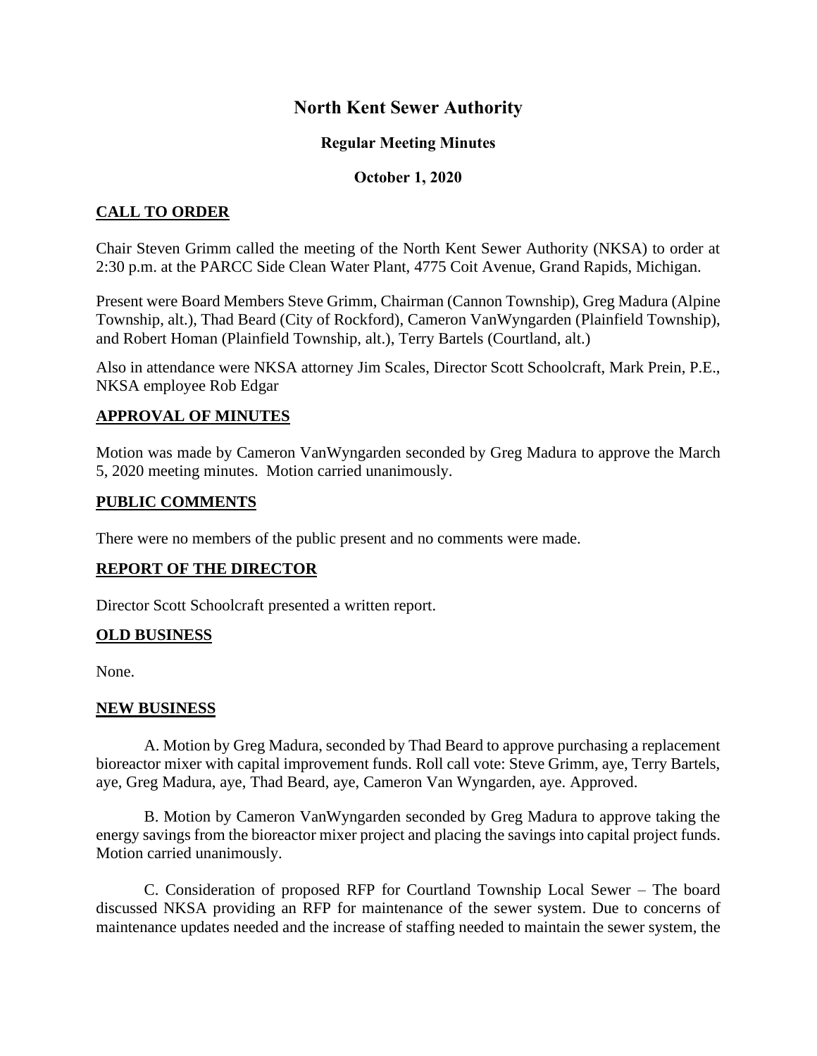# North Kent Sewer Authority

## Regular Meeting Minutes

### October 1, 2020

**CALL TO ORDER**

Chair Steven Grimm called the meeting of the North Kent Sewer Authority (NKSA) to order at 2:30 p.m. at the PARCC Side Clean Water Plant, 4775 Coit Avenue, Grand Rapids, Michigan.

Present were Board Members Steve Grimm, Chairman (Cannon Township), Greg Madura (Alpine Township, alt.), Thad Beard (City of Rockford), Cameron VanWyngarden (Plainfield Township), and Robert Homan (Plainfield Township, alt.), Terry Bartels (Courtland, alt.)

Also in attendance were NKSA attorney Jim Scales, Director Scott Schoolcraft, Mark Prein, P.E., NKSA employee Rob Edgar

**APPROVAL OF MINUTES**

Motion was made by Cameron VanWyngarden seconded by Greg Madura to approve the March 5, 2020 meeting minutes. Motion carried unanimously.

**PUBLIC COMMENTS**

There were no members of the public present and no comments were made.

**REPORT OF THE DIRECTOR**

Director Scott Schoolcraft presented a written report.

**OLD BUSINESS**

None.

**NEW BUSINESS**

A. Motion by Greg Madura, seconded by Thad Beard to approve purchasing a replacement bioreactor mixer with capital improvement funds. Roll call vote: Steve Grimm, aye, Terry Bartels, aye, Greg Madura, aye, Thad Beard, aye, Cameron Van Wyngarden, aye. Approved.

B. Motion by Cameron VanWyngarden seconded by Greg Madura to approve taking the energy savings from the bioreactor mixer project and placing the savings into capital project funds. Motion carried unanimously.

C. Consideration of proposed RFP for Courtland Township Local Sewer – The board discussed NKSA providing an RFP for maintenance of the sewer system. Due to concerns of maintenance updates needed and the increase of staffing needed to maintain the sewer system, the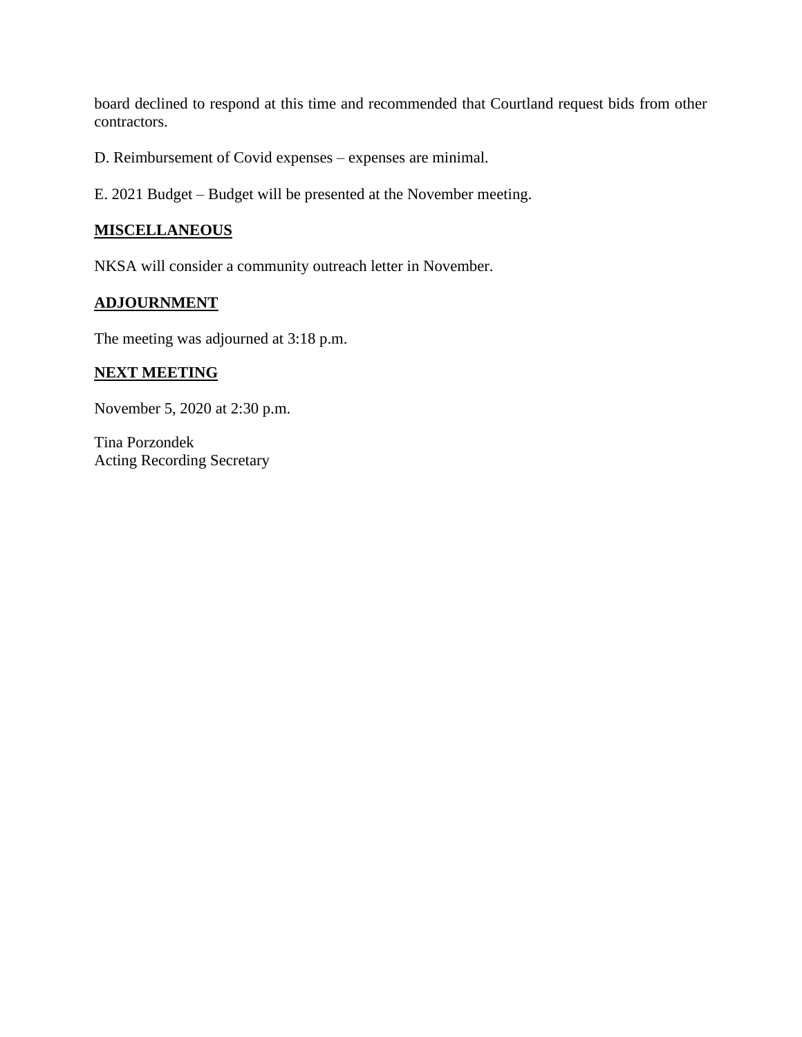board declined to respond at this time and recommended that Courtland request bids from other contractors.

D. Reimbursement of Covid expenses – expenses are minimal.

E. 2021 Budget – Budget will be presented at the November meeting.

## MISCELLANEOUS

NKSA will consider a community outreach letter in November.

## ADJOURNMENT

The meeting was adjourned at 3:18 p.m.

## NEXT MEETING

November 5, 2020 at 2:30 p.m.

Tina Porzondek
Acting Recording Secretary